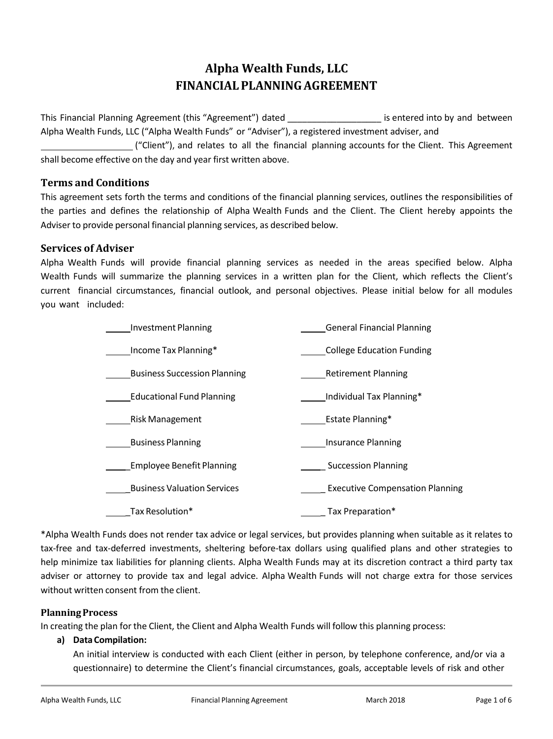# Alpha Wealth Funds, LLC
# FINANCIAL PLANNING AGREEMENT

This Financial Planning Agreement (this "Agreement") dated ___________________ is entered into by and between Alpha Wealth Funds, LLC ("Alpha Wealth Funds" or "Adviser"), a registered investment adviser, and ___________________ ("Client"), and relates to all the financial planning accounts for the Client. This Agreement shall become effective on the day and year first written above.

## Terms and Conditions

This agreement sets forth the terms and conditions of the financial planning services, outlines the responsibilities of the parties and defines the relationship of Alpha Wealth Funds and the Client. The Client hereby appoints the Adviser to provide personal financial planning services, as described below.

## Services of Adviser

Alpha Wealth Funds will provide financial planning services as needed in the areas specified below. Alpha Wealth Funds will summarize the planning services in a written plan for the Client, which reflects the Client's current financial circumstances, financial outlook, and personal objectives. Please initial below for all modules you want included:

| | |
|---|---|
| _____Investment Planning | _____General Financial Planning |
| _____Income Tax Planning* | _____College Education Funding |
| _____Business Succession Planning | _____Retirement Planning |
| _____Educational Fund Planning | _____Individual Tax Planning* |
| _____Risk Management | _____Estate Planning* |
| _____Business Planning | _____Insurance Planning |
| _____Employee Benefit Planning | _____ Succession Planning |
| _____Business Valuation Services | _____ Executive Compensation Planning |
| _____Tax Resolution* | _____ Tax Preparation* |

*Alpha Wealth Funds does not render tax advice or legal services, but provides planning when suitable as it relates to tax-free and tax-deferred investments, sheltering before-tax dollars using qualified plans and other strategies to help minimize tax liabilities for planning clients. Alpha Wealth Funds may at its discretion contract a third party tax adviser or attorney to provide tax and legal advice. Alpha Wealth Funds will not charge extra for those services without written consent from the client.

### Planning Process

In creating the plan for the Client, the Client and Alpha Wealth Funds will follow this planning process:

**a) Data Compilation:**

An initial interview is conducted with each Client (either in person, by telephone conference, and/or via a questionnaire) to determine the Client's financial circumstances, goals, acceptable levels of risk and other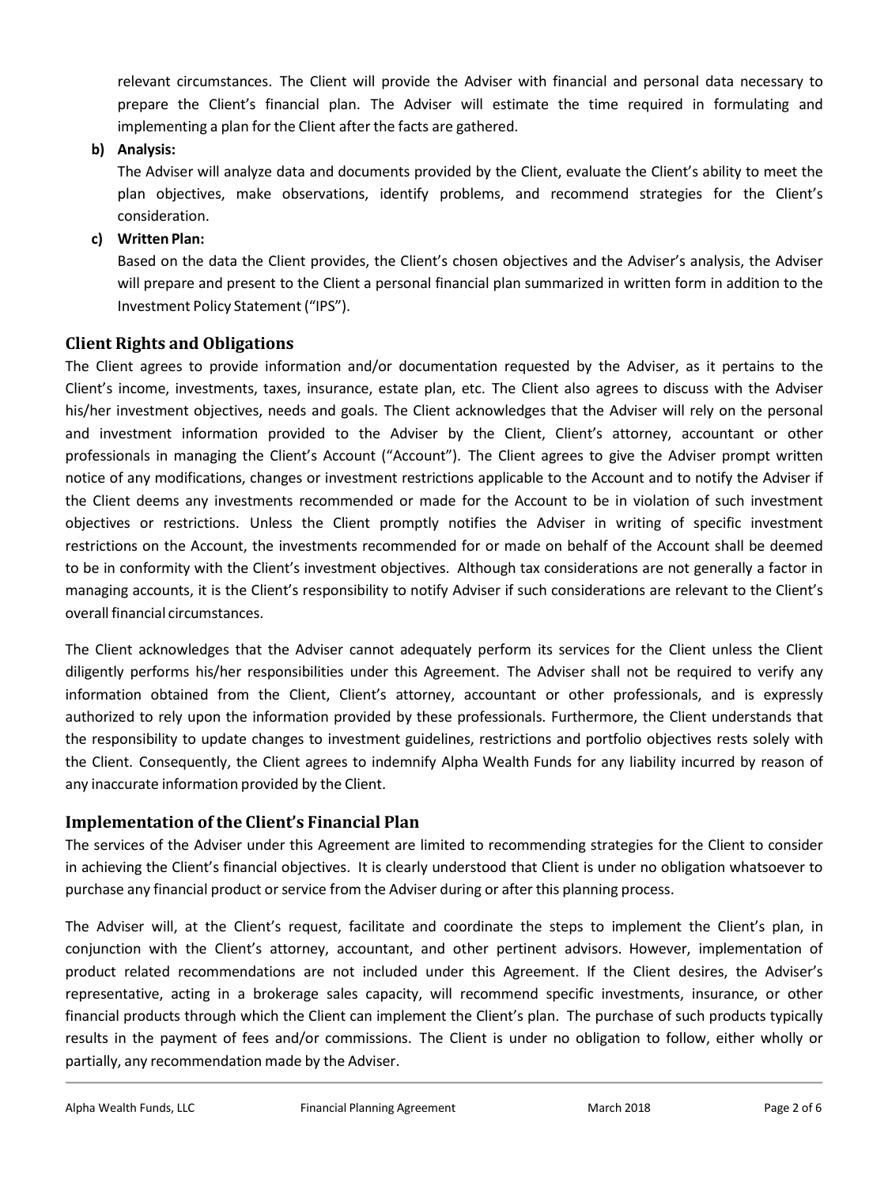relevant circumstances. The Client will provide the Adviser with financial and personal data necessary to prepare the Client's financial plan. The Adviser will estimate the time required in formulating and implementing a plan for the Client after the facts are gathered.

**b) Analysis:**

The Adviser will analyze data and documents provided by the Client, evaluate the Client's ability to meet the plan objectives, make observations, identify problems, and recommend strategies for the Client's consideration.

**c) Written Plan:**

Based on the data the Client provides, the Client's chosen objectives and the Adviser's analysis, the Adviser will prepare and present to the Client a personal financial plan summarized in written form in addition to the Investment Policy Statement ("IPS").

## Client Rights and Obligations

The Client agrees to provide information and/or documentation requested by the Adviser, as it pertains to the Client's income, investments, taxes, insurance, estate plan, etc. The Client also agrees to discuss with the Adviser his/her investment objectives, needs and goals. The Client acknowledges that the Adviser will rely on the personal and investment information provided to the Adviser by the Client, Client's attorney, accountant or other professionals in managing the Client's Account ("Account"). The Client agrees to give the Adviser prompt written notice of any modifications, changes or investment restrictions applicable to the Account and to notify the Adviser if the Client deems any investments recommended or made for the Account to be in violation of such investment objectives or restrictions. Unless the Client promptly notifies the Adviser in writing of specific investment restrictions on the Account, the investments recommended for or made on behalf of the Account shall be deemed to be in conformity with the Client's investment objectives. Although tax considerations are not generally a factor in managing accounts, it is the Client's responsibility to notify Adviser if such considerations are relevant to the Client's overall financial circumstances.

The Client acknowledges that the Adviser cannot adequately perform its services for the Client unless the Client diligently performs his/her responsibilities under this Agreement. The Adviser shall not be required to verify any information obtained from the Client, Client's attorney, accountant or other professionals, and is expressly authorized to rely upon the information provided by these professionals. Furthermore, the Client understands that the responsibility to update changes to investment guidelines, restrictions and portfolio objectives rests solely with the Client. Consequently, the Client agrees to indemnify Alpha Wealth Funds for any liability incurred by reason of any inaccurate information provided by the Client.

## Implementation of the Client's Financial Plan

The services of the Adviser under this Agreement are limited to recommending strategies for the Client to consider in achieving the Client's financial objectives. It is clearly understood that Client is under no obligation whatsoever to purchase any financial product or service from the Adviser during or after this planning process.

The Adviser will, at the Client's request, facilitate and coordinate the steps to implement the Client's plan, in conjunction with the Client's attorney, accountant, and other pertinent advisors. However, implementation of product related recommendations are not included under this Agreement. If the Client desires, the Adviser's representative, acting in a brokerage sales capacity, will recommend specific investments, insurance, or other financial products through which the Client can implement the Client's plan. The purchase of such products typically results in the payment of fees and/or commissions. The Client is under no obligation to follow, either wholly or partially, any recommendation made by the Adviser.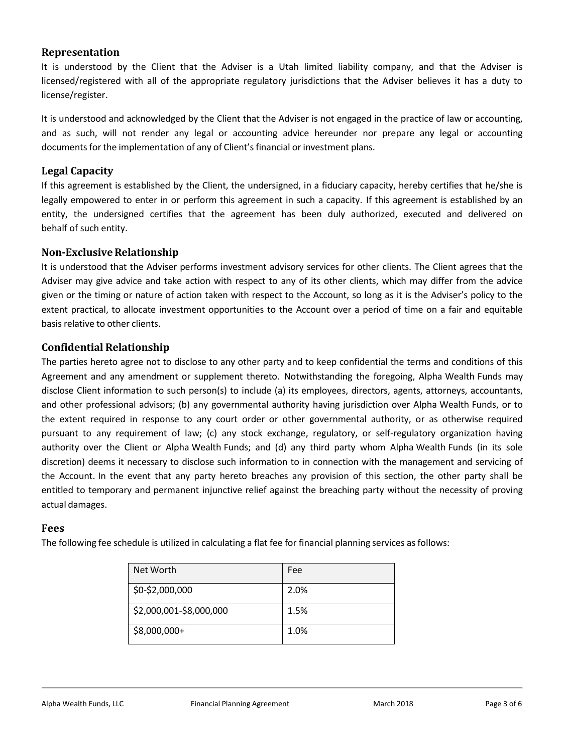## Representation

It is understood by the Client that the Adviser is a Utah limited liability company, and that the Adviser is licensed/registered with all of the appropriate regulatory jurisdictions that the Adviser believes it has a duty to license/register.

It is understood and acknowledged by the Client that the Adviser is not engaged in the practice of law or accounting, and as such, will not render any legal or accounting advice hereunder nor prepare any legal or accounting documents for the implementation of any of Client's financial or investment plans.

## Legal Capacity

If this agreement is established by the Client, the undersigned, in a fiduciary capacity, hereby certifies that he/she is legally empowered to enter in or perform this agreement in such a capacity. If this agreement is established by an entity, the undersigned certifies that the agreement has been duly authorized, executed and delivered on behalf of such entity.

## Non-Exclusive Relationship

It is understood that the Adviser performs investment advisory services for other clients. The Client agrees that the Adviser may give advice and take action with respect to any of its other clients, which may differ from the advice given or the timing or nature of action taken with respect to the Account, so long as it is the Adviser's policy to the extent practical, to allocate investment opportunities to the Account over a period of time on a fair and equitable basis relative to other clients.

## Confidential Relationship

The parties hereto agree not to disclose to any other party and to keep confidential the terms and conditions of this Agreement and any amendment or supplement thereto. Notwithstanding the foregoing, Alpha Wealth Funds may disclose Client information to such person(s) to include (a) its employees, directors, agents, attorneys, accountants, and other professional advisors; (b) any governmental authority having jurisdiction over Alpha Wealth Funds, or to the extent required in response to any court order or other governmental authority, or as otherwise required pursuant to any requirement of law; (c) any stock exchange, regulatory, or self-regulatory organization having authority over the Client or Alpha Wealth Funds; and (d) any third party whom Alpha Wealth Funds (in its sole discretion) deems it necessary to disclose such information to in connection with the management and servicing of the Account. In the event that any party hereto breaches any provision of this section, the other party shall be entitled to temporary and permanent injunctive relief against the breaching party without the necessity of proving actual damages.

## Fees

The following fee schedule is utilized in calculating a flat fee for financial planning services as follows:

| Net Worth | Fee |
|---|---|
| $0-$2,000,000 | 2.0% |
| $2,000,001-$8,000,000 | 1.5% |
| $8,000,000+ | 1.0% |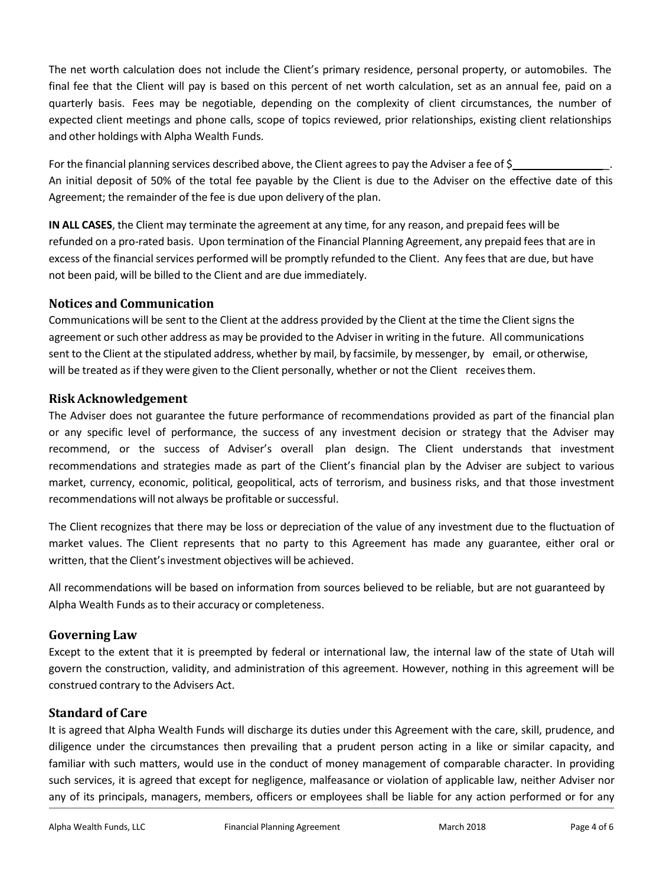The net worth calculation does not include the Client's primary residence, personal property, or automobiles. The final fee that the Client will pay is based on this percent of net worth calculation, set as an annual fee, paid on a quarterly basis. Fees may be negotiable, depending on the complexity of client circumstances, the number of expected client meetings and phone calls, scope of topics reviewed, prior relationships, existing client relationships and other holdings with Alpha Wealth Funds.

For the financial planning services described above, the Client agrees to pay the Adviser a fee of $________________. An initial deposit of 50% of the total fee payable by the Client is due to the Adviser on the effective date of this Agreement; the remainder of the fee is due upon delivery of the plan.

**IN ALL CASES**, the Client may terminate the agreement at any time, for any reason, and prepaid fees will be refunded on a pro-rated basis. Upon termination of the Financial Planning Agreement, any prepaid fees that are in excess of the financial services performed will be promptly refunded to the Client. Any fees that are due, but have not been paid, will be billed to the Client and are due immediately.

### Notices and Communication

Communications will be sent to the Client at the address provided by the Client at the time the Client signs the agreement or such other address as may be provided to the Adviser in writing in the future. All communications sent to the Client at the stipulated address, whether by mail, by facsimile, by messenger, by email, or otherwise, will be treated as if they were given to the Client personally, whether or not the Client receives them.

### Risk Acknowledgement

The Adviser does not guarantee the future performance of recommendations provided as part of the financial plan or any specific level of performance, the success of any investment decision or strategy that the Adviser may recommend, or the success of Adviser's overall plan design. The Client understands that investment recommendations and strategies made as part of the Client's financial plan by the Adviser are subject to various market, currency, economic, political, geopolitical, acts of terrorism, and business risks, and that those investment recommendations will not always be profitable or successful.

The Client recognizes that there may be loss or depreciation of the value of any investment due to the fluctuation of market values. The Client represents that no party to this Agreement has made any guarantee, either oral or written, that the Client's investment objectives will be achieved.

All recommendations will be based on information from sources believed to be reliable, but are not guaranteed by Alpha Wealth Funds as to their accuracy or completeness.

### Governing Law

Except to the extent that it is preempted by federal or international law, the internal law of the state of Utah will govern the construction, validity, and administration of this agreement. However, nothing in this agreement will be construed contrary to the Advisers Act.

### Standard of Care

It is agreed that Alpha Wealth Funds will discharge its duties under this Agreement with the care, skill, prudence, and diligence under the circumstances then prevailing that a prudent person acting in a like or similar capacity, and familiar with such matters, would use in the conduct of money management of comparable character. In providing such services, it is agreed that except for negligence, malfeasance or violation of applicable law, neither Adviser nor any of its principals, managers, members, officers or employees shall be liable for any action performed or for any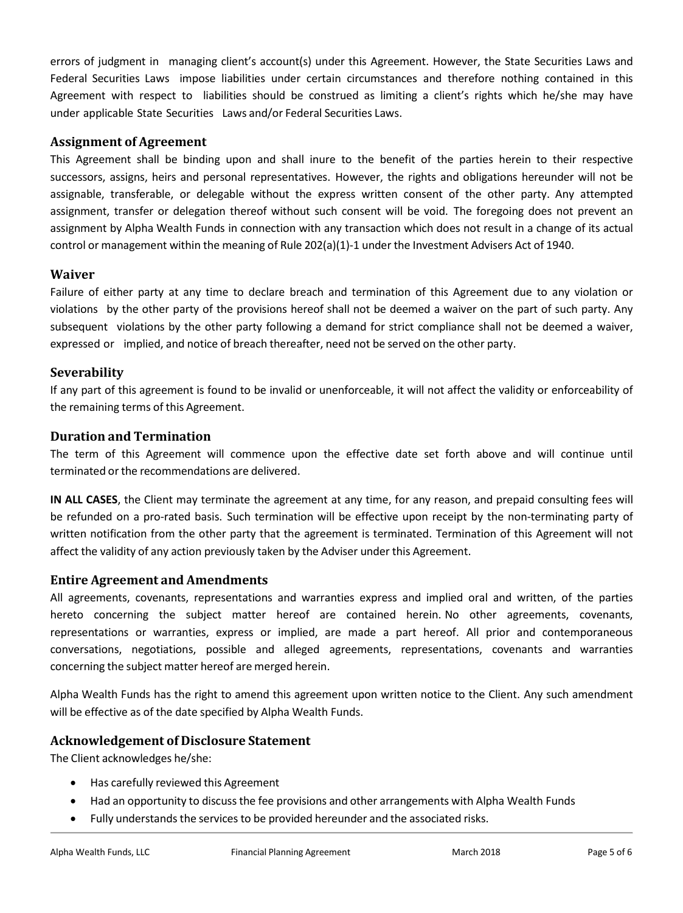errors of judgment in managing client's account(s) under this Agreement. However, the State Securities Laws and Federal Securities Laws impose liabilities under certain circumstances and therefore nothing contained in this Agreement with respect to liabilities should be construed as limiting a client's rights which he/she may have under applicable State Securities Laws and/or Federal Securities Laws.

### Assignment of Agreement

This Agreement shall be binding upon and shall inure to the benefit of the parties herein to their respective successors, assigns, heirs and personal representatives. However, the rights and obligations hereunder will not be assignable, transferable, or delegable without the express written consent of the other party. Any attempted assignment, transfer or delegation thereof without such consent will be void. The foregoing does not prevent an assignment by Alpha Wealth Funds in connection with any transaction which does not result in a change of its actual control or management within the meaning of Rule 202(a)(1)-1 under the Investment Advisers Act of 1940.

### Waiver

Failure of either party at any time to declare breach and termination of this Agreement due to any violation or violations by the other party of the provisions hereof shall not be deemed a waiver on the part of such party. Any subsequent violations by the other party following a demand for strict compliance shall not be deemed a waiver, expressed or implied, and notice of breach thereafter, need not be served on the other party.

### Severability

If any part of this agreement is found to be invalid or unenforceable, it will not affect the validity or enforceability of the remaining terms of this Agreement.

### Duration and Termination

The term of this Agreement will commence upon the effective date set forth above and will continue until terminated or the recommendations are delivered.

**IN ALL CASES**, the Client may terminate the agreement at any time, for any reason, and prepaid consulting fees will be refunded on a pro-rated basis. Such termination will be effective upon receipt by the non-terminating party of written notification from the other party that the agreement is terminated. Termination of this Agreement will not affect the validity of any action previously taken by the Adviser under this Agreement.

### Entire Agreement and Amendments

All agreements, covenants, representations and warranties express and implied oral and written, of the parties hereto concerning the subject matter hereof are contained herein. No other agreements, covenants, representations or warranties, express or implied, are made a part hereof. All prior and contemporaneous conversations, negotiations, possible and alleged agreements, representations, covenants and warranties concerning the subject matter hereof are merged herein.

Alpha Wealth Funds has the right to amend this agreement upon written notice to the Client. Any such amendment will be effective as of the date specified by Alpha Wealth Funds.

### Acknowledgement of Disclosure Statement

The Client acknowledges he/she:

- Has carefully reviewed this Agreement
- Had an opportunity to discuss the fee provisions and other arrangements with Alpha Wealth Funds
- Fully understands the services to be provided hereunder and the associated risks.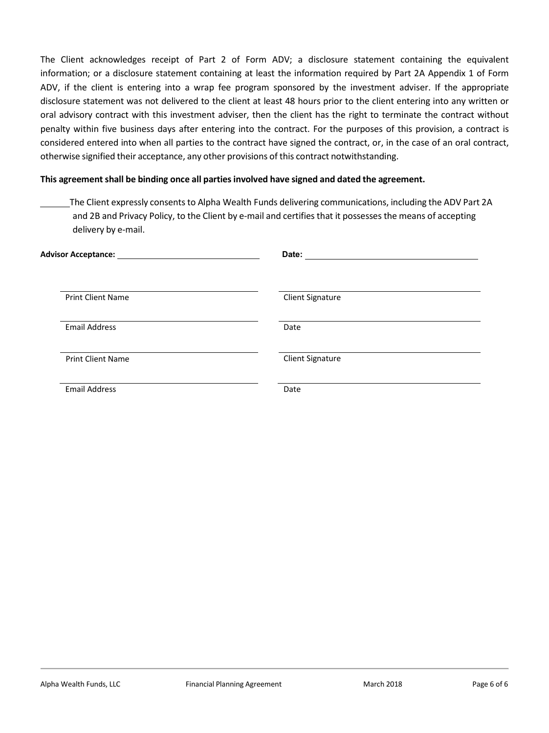The Client acknowledges receipt of Part 2 of Form ADV; a disclosure statement containing the equivalent information; or a disclosure statement containing at least the information required by Part 2A Appendix 1 of Form ADV, if the client is entering into a wrap fee program sponsored by the investment adviser. If the appropriate disclosure statement was not delivered to the client at least 48 hours prior to the client entering into any written or oral advisory contract with this investment adviser, then the client has the right to terminate the contract without penalty within five business days after entering into the contract. For the purposes of this provision, a contract is considered entered into when all parties to the contract have signed the contract, or, in the case of an oral contract, otherwise signified their acceptance, any other provisions of this contract notwithstanding.

**This agreement shall be binding once all parties involved have signed and dated the agreement.**

______The Client expressly consents to Alpha Wealth Funds delivering communications, including the ADV Part 2A and 2B and Privacy Policy, to the Client by e-mail and certifies that it possesses the means of accepting delivery by e-mail.

**Advisor Acceptance:** ______________________________ **Date:** ______________________________

______________________________ ______________________________
Print Client Name Client Signature

______________________________ ______________________________
Email Address Date

______________________________ ______________________________
Print Client Name Client Signature

______________________________ ______________________________
Email Address Date